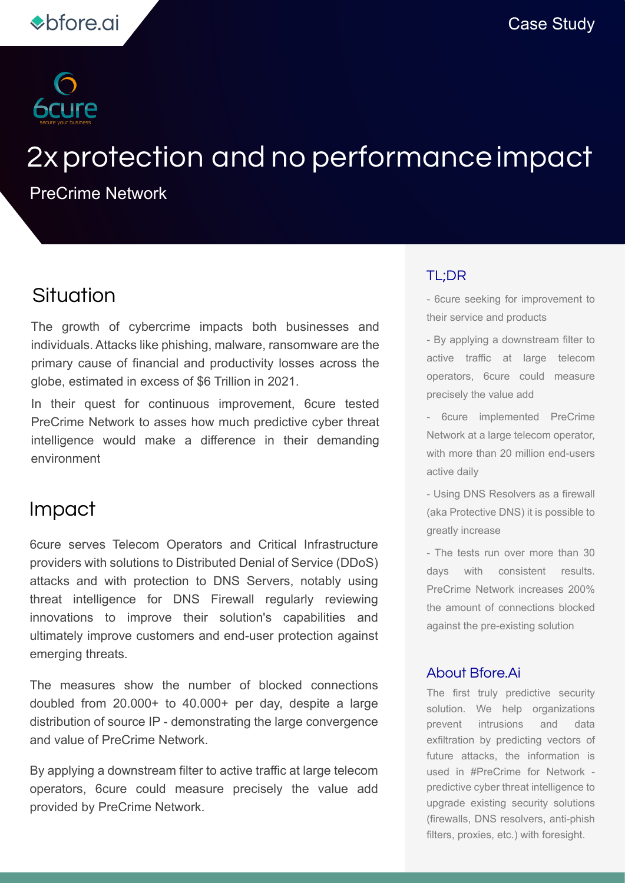bfore.ai

Case Study

6cure
secure your business

# 2x protection and no performance impact

PreCrime Network

## Situation

The growth of cybercrime impacts both businesses and individuals. Attacks like phishing, malware, ransomware are the primary cause of financial and productivity losses across the globe, estimated in excess of $6 Trillion in 2021.

In their quest for continuous improvement, 6cure tested PreCrime Network to asses how much predictive cyber threat intelligence would make a difference in their demanding environment

## Impact

6cure serves Telecom Operators and Critical Infrastructure providers with solutions to Distributed Denial of Service (DDoS) attacks and with protection to DNS Servers, notably using threat intelligence for DNS Firewall regularly reviewing innovations to improve their solution's capabilities and ultimately improve customers and end-user protection against emerging threats.

The measures show the number of blocked connections doubled from 20.000+ to 40.000+ per day, despite a large distribution of source IP - demonstrating the large convergence and value of PreCrime Network.

By applying a downstream filter to active traffic at large telecom operators, 6cure could measure precisely the value add provided by PreCrime Network.

### TL;DR

- 6cure seeking for improvement to their service and products
- By applying a downstream filter to active traffic at large telecom operators, 6cure could measure precisely the value add
- 6cure implemented PreCrime Network at a large telecom operator, with more than 20 million end-users active daily
- Using DNS Resolvers as a firewall (aka Protective DNS) it is possible to greatly increase
- The tests run over more than 30 days with consistent results. PreCrime Network increases 200% the amount of connections blocked against the pre-existing solution

### About Bfore.Ai

The first truly predictive security solution. We help organizations prevent intrusions and data exfiltration by predicting vectors of future attacks, the information is used in #PreCrime for Network - predictive cyber threat intelligence to upgrade existing security solutions (firewalls, DNS resolvers, anti-phish filters, proxies, etc.) with foresight.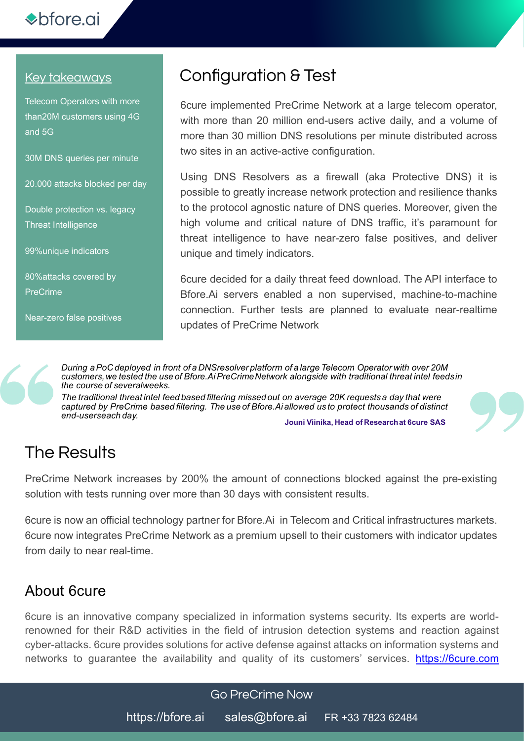## Key takeaways

Telecom Operators with more than20M customers using 4G and 5G

30M DNS queries per minute

20.000 attacks blocked per day

Double protection vs. legacy Threat Intelligence

99%unique indicators

80%attacks covered by PreCrime

Near-zero false positives

## Configuration & Test

6cure implemented PreCrime Network at a large telecom operator, with more than 20 million end-users active daily, and a volume of more than 30 million DNS resolutions per minute distributed across two sites in an active-active configuration.

Using DNS Resolvers as a firewall (aka Protective DNS) it is possible to greatly increase network protection and resilience thanks to the protocol agnostic nature of DNS queries. Moreover, given the high volume and critical nature of DNS traffic, it's paramount for threat intelligence to have near-zero false positives, and deliver unique and timely indicators.

6cure decided for a daily threat feed download. The API interface to Bfore.Ai servers enabled a non supervised, machine-to-machine connection. Further tests are planned to evaluate near-realtime updates of PreCrime Network

> *During a PoC deployed in front of a DNSresolver platform of a large Telecom Operator with over 20M customers, we tested the use of Bfore.Ai PreCrime Network alongside with traditional threat intel feeds in the course of severalweeks.*
>
> *The traditional threat intel feed based filtering missed out on average 20K requests a day that were captured by PreCrime based filtering. The use of Bfore.Ai allowed us to protect thousands of distinct end-userseach day.*
>
> **Jouni Viinika, Head of Research at 6cure SAS**

## The Results

PreCrime Network increases by 200% the amount of connections blocked against the pre-existing solution with tests running over more than 30 days with consistent results.

6cure is now an official technology partner for Bfore.Ai in Telecom and Critical infrastructures markets. 6cure now integrates PreCrime Network as a premium upsell to their customers with indicator updates from daily to near real-time.

## About 6cure

6cure is an innovative company specialized in information systems security. Its experts are world-renowned for their R&D activities in the field of intrusion detection systems and reaction against cyber-attacks. 6cure provides solutions for active defense against attacks on information systems and networks to guarantee the availability and quality of its customers' services. https://6cure.com

Go PreCrime Now

https://bfore.ai sales@bfore.ai FR +33 7823 62484